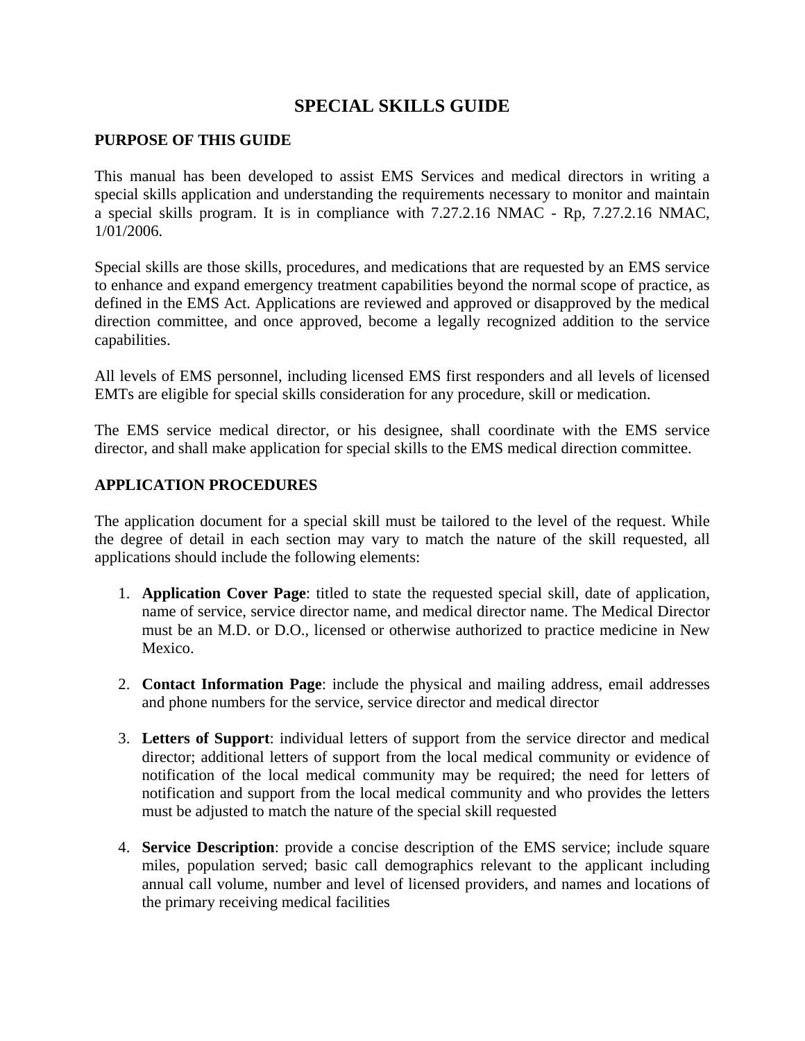# SPECIAL SKILLS GUIDE

## PURPOSE OF THIS GUIDE

This manual has been developed to assist EMS Services and medical directors in writing a special skills application and understanding the requirements necessary to monitor and maintain a special skills program. It is in compliance with 7.27.2.16 NMAC - Rp, 7.27.2.16 NMAC, 1/01/2006.

Special skills are those skills, procedures, and medications that are requested by an EMS service to enhance and expand emergency treatment capabilities beyond the normal scope of practice, as defined in the EMS Act. Applications are reviewed and approved or disapproved by the medical direction committee, and once approved, become a legally recognized addition to the service capabilities.

All levels of EMS personnel, including licensed EMS first responders and all levels of licensed EMTs are eligible for special skills consideration for any procedure, skill or medication.

The EMS service medical director, or his designee, shall coordinate with the EMS service director, and shall make application for special skills to the EMS medical direction committee.

## APPLICATION PROCEDURES

The application document for a special skill must be tailored to the level of the request. While the degree of detail in each section may vary to match the nature of the skill requested, all applications should include the following elements:

1. **Application Cover Page**: titled to state the requested special skill, date of application, name of service, service director name, and medical director name. The Medical Director must be an M.D. or D.O., licensed or otherwise authorized to practice medicine in New Mexico.

2. **Contact Information Page**: include the physical and mailing address, email addresses and phone numbers for the service, service director and medical director

3. **Letters of Support**: individual letters of support from the service director and medical director; additional letters of support from the local medical community or evidence of notification of the local medical community may be required; the need for letters of notification and support from the local medical community and who provides the letters must be adjusted to match the nature of the special skill requested

4. **Service Description**: provide a concise description of the EMS service; include square miles, population served; basic call demographics relevant to the applicant including annual call volume, number and level of licensed providers, and names and locations of the primary receiving medical facilities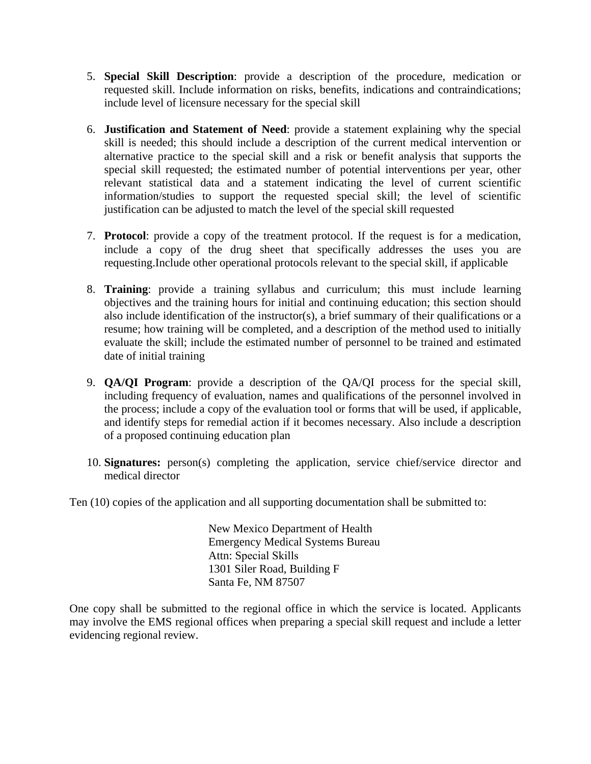5. **Special Skill Description**: provide a description of the procedure, medication or requested skill. Include information on risks, benefits, indications and contraindications; include level of licensure necessary for the special skill

6. **Justification and Statement of Need**: provide a statement explaining why the special skill is needed; this should include a description of the current medical intervention or alternative practice to the special skill and a risk or benefit analysis that supports the special skill requested; the estimated number of potential interventions per year, other relevant statistical data and a statement indicating the level of current scientific information/studies to support the requested special skill; the level of scientific justification can be adjusted to match the level of the special skill requested

7. **Protocol**: provide a copy of the treatment protocol. If the request is for a medication, include a copy of the drug sheet that specifically addresses the uses you are requesting.Include other operational protocols relevant to the special skill, if applicable

8. **Training**: provide a training syllabus and curriculum; this must include learning objectives and the training hours for initial and continuing education; this section should also include identification of the instructor(s), a brief summary of their qualifications or a resume; how training will be completed, and a description of the method used to initially evaluate the skill; include the estimated number of personnel to be trained and estimated date of initial training

9. **QA/QI Program**: provide a description of the QA/QI process for the special skill, including frequency of evaluation, names and qualifications of the personnel involved in the process; include a copy of the evaluation tool or forms that will be used, if applicable, and identify steps for remedial action if it becomes necessary. Also include a description of a proposed continuing education plan

10. **Signatures:** person(s) completing the application, service chief/service director and medical director

Ten (10) copies of the application and all supporting documentation shall be submitted to:

New Mexico Department of Health
Emergency Medical Systems Bureau
Attn: Special Skills
1301 Siler Road, Building F
Santa Fe, NM 87507

One copy shall be submitted to the regional office in which the service is located. Applicants may involve the EMS regional offices when preparing a special skill request and include a letter evidencing regional review.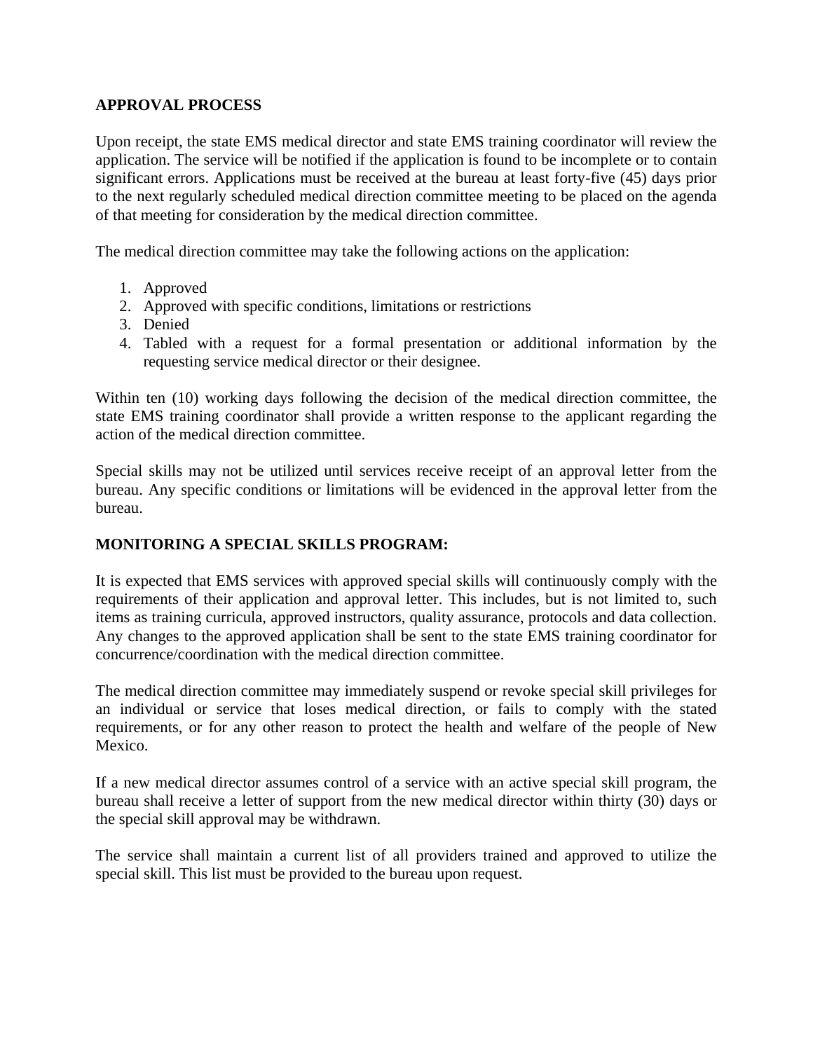## APPROVAL PROCESS

Upon receipt, the state EMS medical director and state EMS training coordinator will review the application. The service will be notified if the application is found to be incomplete or to contain significant errors. Applications must be received at the bureau at least forty-five (45) days prior to the next regularly scheduled medical direction committee meeting to be placed on the agenda of that meeting for consideration by the medical direction committee.

The medical direction committee may take the following actions on the application:

1. Approved
2. Approved with specific conditions, limitations or restrictions
3. Denied
4. Tabled with a request for a formal presentation or additional information by the requesting service medical director or their designee.

Within ten (10) working days following the decision of the medical direction committee, the state EMS training coordinator shall provide a written response to the applicant regarding the action of the medical direction committee.

Special skills may not be utilized until services receive receipt of an approval letter from the bureau. Any specific conditions or limitations will be evidenced in the approval letter from the bureau.

## MONITORING A SPECIAL SKILLS PROGRAM:

It is expected that EMS services with approved special skills will continuously comply with the requirements of their application and approval letter. This includes, but is not limited to, such items as training curricula, approved instructors, quality assurance, protocols and data collection. Any changes to the approved application shall be sent to the state EMS training coordinator for concurrence/coordination with the medical direction committee.

The medical direction committee may immediately suspend or revoke special skill privileges for an individual or service that loses medical direction, or fails to comply with the stated requirements, or for any other reason to protect the health and welfare of the people of New Mexico.

If a new medical director assumes control of a service with an active special skill program, the bureau shall receive a letter of support from the new medical director within thirty (30) days or the special skill approval may be withdrawn.

The service shall maintain a current list of all providers trained and approved to utilize the special skill. This list must be provided to the bureau upon request.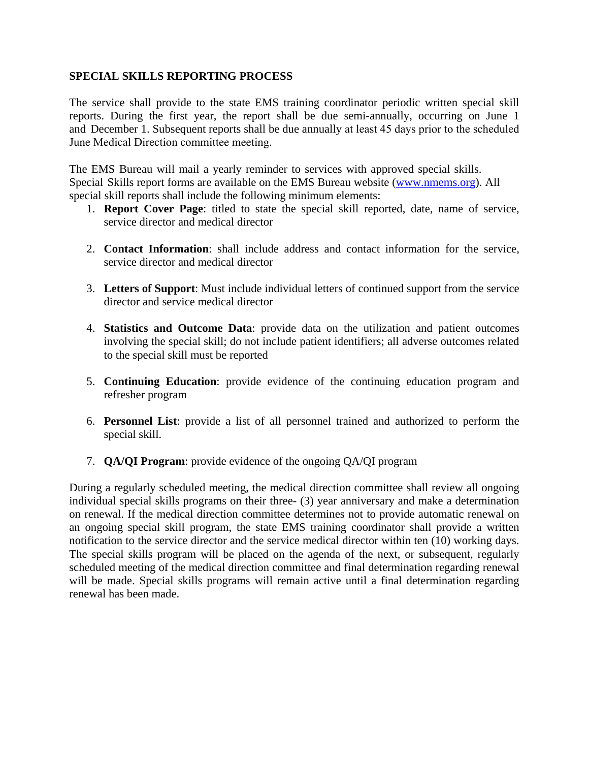**SPECIAL SKILLS REPORTING PROCESS**

The service shall provide to the state EMS training coordinator periodic written special skill reports. During the first year, the report shall be due semi-annually, occurring on June 1 and December 1. Subsequent reports shall be due annually at least 45 days prior to the scheduled June Medical Direction committee meeting.

The EMS Bureau will mail a yearly reminder to services with approved special skills. Special Skills report forms are available on the EMS Bureau website (www.nmems.org). All special skill reports shall include the following minimum elements:

1. **Report Cover Page**: titled to state the special skill reported, date, name of service, service director and medical director

2. **Contact Information**: shall include address and contact information for the service, service director and medical director

3. **Letters of Support**: Must include individual letters of continued support from the service director and service medical director

4. **Statistics and Outcome Data**: provide data on the utilization and patient outcomes involving the special skill; do not include patient identifiers; all adverse outcomes related to the special skill must be reported

5. **Continuing Education**: provide evidence of the continuing education program and refresher program

6. **Personnel List**: provide a list of all personnel trained and authorized to perform the special skill.

7. **QA/QI Program**: provide evidence of the ongoing QA/QI program

During a regularly scheduled meeting, the medical direction committee shall review all ongoing individual special skills programs on their three- (3) year anniversary and make a determination on renewal. If the medical direction committee determines not to provide automatic renewal on an ongoing special skill program, the state EMS training coordinator shall provide a written notification to the service director and the service medical director within ten (10) working days. The special skills program will be placed on the agenda of the next, or subsequent, regularly scheduled meeting of the medical direction committee and final determination regarding renewal will be made. Special skills programs will remain active until a final determination regarding renewal has been made.